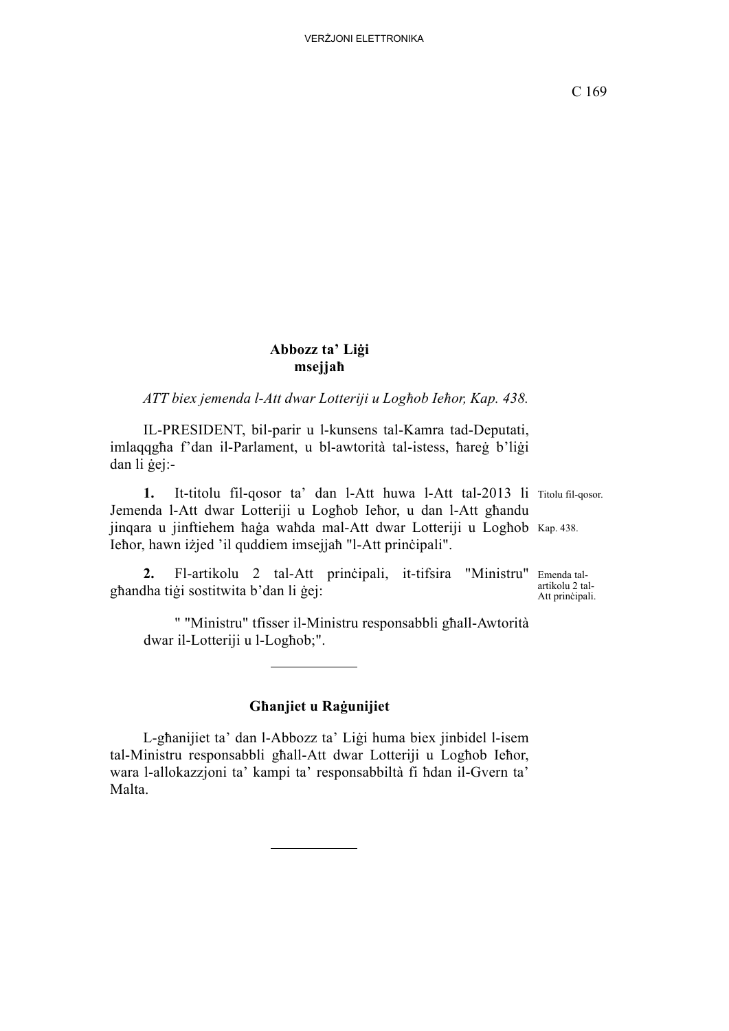**Abbozz ta' Liġi msejjaħ**

*ATT biex jemenda l-Att dwar Lotteriji u Logħob Ieħor, Kap. 438.*

IL-PRESIDENT, bil-parir u l-kunsens tal-Kamra tad-Deputati, imlaqqgħa f'dan il-Parlament, u bl-awtorità tal-istess, ħareġ b'liġi dan li ġej:-

Titolu fil-qosor. Kap. 438.

**1.** It-titolu fil-qosor ta' dan l-Att huwa l-Att tal-2013 li Jemenda l-Att dwar Lotteriji u Logħob Ieħor, u dan l-Att għandu jinqara u jinftiehem ħaġa waħda mal-Att dwar Lotteriji u Logħob Ieħor, hawn iżjed 'il quddiem imsejjaħ "l-Att prinċipali".

Emenda tal-artikolu 2 tal-Att prinċipali.

**2.** Fl-artikolu 2 tal-Att prinċipali, it-tifsira "Ministru" għandha tiġi sostitwita b'dan li ġej:

" "Ministru" tfisser il-Ministru responsabbli għall-Awtorità dwar il-Lotteriji u l-Logħob;".

---

**Għanjiet u Raġunijiet**

L-għanijiet ta' dan l-Abbozz ta' Liġi huma biex jinbidel l-isem tal-Ministru responsabbli għall-Att dwar Lotteriji u Logħob Ieħor, wara l-allokazzjoni ta' kampi ta' responsabbiltà fi ħdan il-Gvern ta' Malta.

---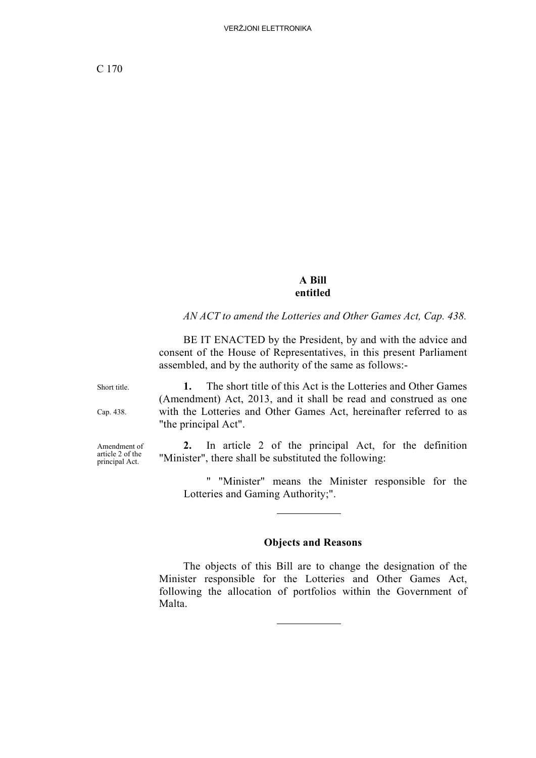**A Bill**
**entitled**

*AN ACT to amend the Lotteries and Other Games Act, Cap. 438.*

BE IT ENACTED by the President, by and with the advice and consent of the House of Representatives, in this present Parliament assembled, and by the authority of the same as follows:-

Short title.
Cap. 438.

**1.** The short title of this Act is the Lotteries and Other Games (Amendment) Act, 2013, and it shall be read and construed as one with the Lotteries and Other Games Act, hereinafter referred to as "the principal Act".

Amendment of article 2 of the principal Act.

**2.** In article 2 of the principal Act, for the definition "Minister", there shall be substituted the following:

" "Minister" means the Minister responsible for the Lotteries and Gaming Authority;".

---

**Objects and Reasons**

The objects of this Bill are to change the designation of the Minister responsible for the Lotteries and Other Games Act, following the allocation of portfolios within the Government of Malta.

---